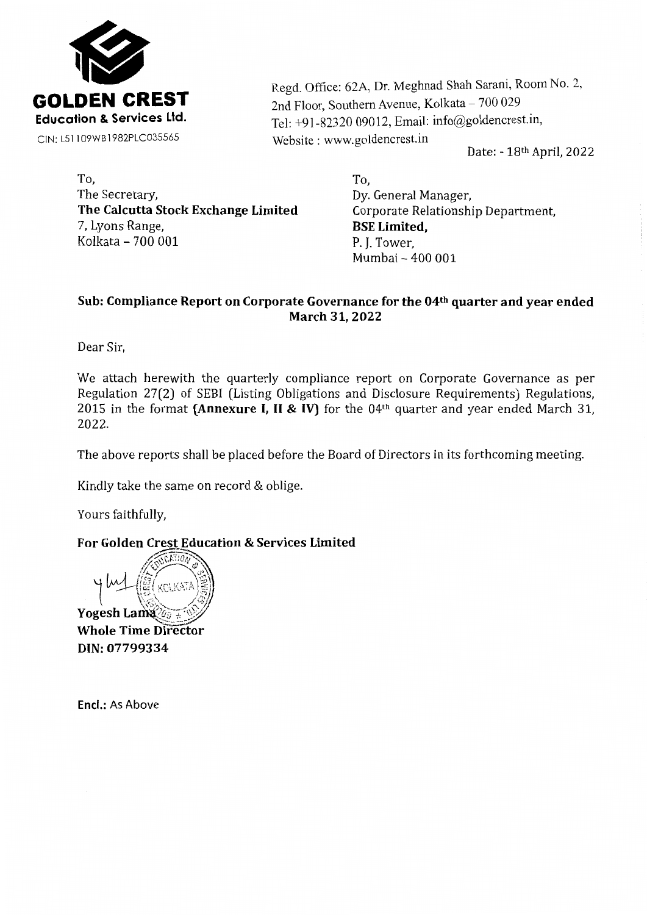**GOLDEN CREST**
**Education & Services Ltd.**
CIN: L51109WB1982PLC035565

Regd. Office: 62A, Dr. Meghnad Shah Sarani, Room No. 2,
2nd Floor, Southern Avenue, Kolkata – 700 029
Tel: +91-82320 09012, Email: info@goldencrest.in,
Website : www.goldencrest.in

Date: - 18th April, 2022

To,
The Secretary,
**The Calcutta Stock Exchange Limited**
7, Lyons Range,
Kolkata – 700 001

To,
Dy. General Manager,
Corporate Relationship Department,
**BSE Limited,**
P. J. Tower,
Mumbai – 400 001

**Sub: Compliance Report on Corporate Governance for the 04th quarter and year ended March 31, 2022**

Dear Sir,

We attach herewith the quarterly compliance report on Corporate Governance as per Regulation 27(2) of SEBI (Listing Obligations and Disclosure Requirements) Regulations, 2015 in the format **(Annexure I, II & IV)** for the 04th quarter and year ended March 31, 2022.

The above reports shall be placed before the Board of Directors in its forthcoming meeting.

Kindly take the same on record & oblige.

Yours faithfully,

**For Golden Crest Education & Services Limited**

**Yogesh Lama**
**Whole Time Director**
**DIN: 07799334**

**Encl.:** As Above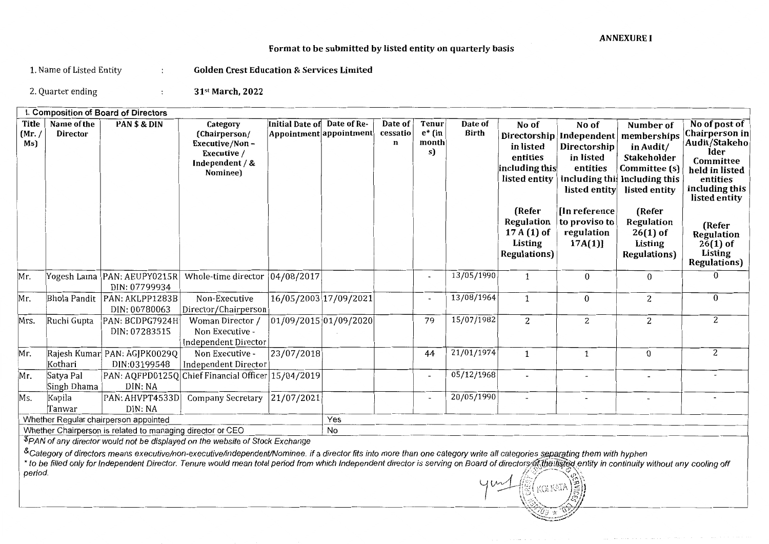**ANNEXURE I**

**Format to be submitted by listed entity on quarterly basis**

1. Name of Listed Entity : **Golden Crest Education & Services Limited**

2. Quarter ending : **31st March, 2022**

**I. Composition of Board of Directors**

| Title (Mr. / Ms) | Name of the Director | PAN $ & DIN | Category (Chairperson/ Executive/Non – Executive / Independent / & Nominee) | Initial Date of Appointment | Date of Re-appointment | Date of cessation | Tenure* (in months) | Date of Birth | No of Directorship in listed entities including this listed entity (Refer Regulation 17 A (1) of Listing Regulations) | No of Independent Directorship in listed entities including this listed entity [In reference to proviso to regulation 17A(1)] | Number of memberships in Audit/ Stakeholder Committee (s) Including this listed entity (Refer Regulation 26(1) of Listing Regulations) | No of post of Chairperson in Audit/Stakeholder Committee held in listed entities including this listed entity (Refer Regulation 26(1) of Listing Regulations) |
|---|---|---|---|---|---|---|---|---|---|---|---|---|
| Mr. | Yogesh Lama | PAN: AEUPY0215R DIN: 07799934 | Whole-time director | 04/08/2017 | | | - | 13/05/1990 | 1 | 0 | 0 | 0 |
| Mr. | Bhola Pandit | PAN: AKLPP1283B DIN: 00780063 | Non-Executive Director/Chairperson | 16/05/2003 | 17/09/2021 | | - | 13/08/1964 | 1 | 0 | 2 | 0 |
| Mrs. | Ruchi Gupta | PAN: BCDPG7924H DIN: 07283515 | Woman Director / Non Executive - Independent Director | 01/09/2015 | 01/09/2020 | | 79 | 15/07/1982 | 2 | 2 | 2 | 2 |
| Mr. | Rajesh Kumar Kothari | PAN: AGJPK0029Q DIN:03199548 | Non Executive - Independent Director | 23/07/2018 | | | 44 | 21/01/1974 | 1 | 1 | 0 | 2 |
| Mr. | Satya Pal Singh Dhama | PAN: AQFPD0125Q DIN: NA | Chief Financial Officer | 15/04/2019 | | | - | 05/12/1968 | - | - | - | - |
| Ms. | Kapila Tanwar | PAN: AHVPT4533D DIN: NA | Company Secretary | 21/07/2021 | | | - | 20/05/1990 | - | - | - | - |

| | |
|---|---|
| Whether Regular chairperson appointed | Yes |
| Whether Chairperson is related to managing director or CEO | No |

*$PAN of any director would not be displayed on the website of Stock Exchange*

*&Category of directors means executive/non-executive/independent/Nominee. if a director fits into more than one category write all categories separating them with hyphen*

*\* to be filled only for Independent Director. Tenure would mean total period from which Independent director is serving on Board of directors of the listed entity in continuity without any cooling off period.*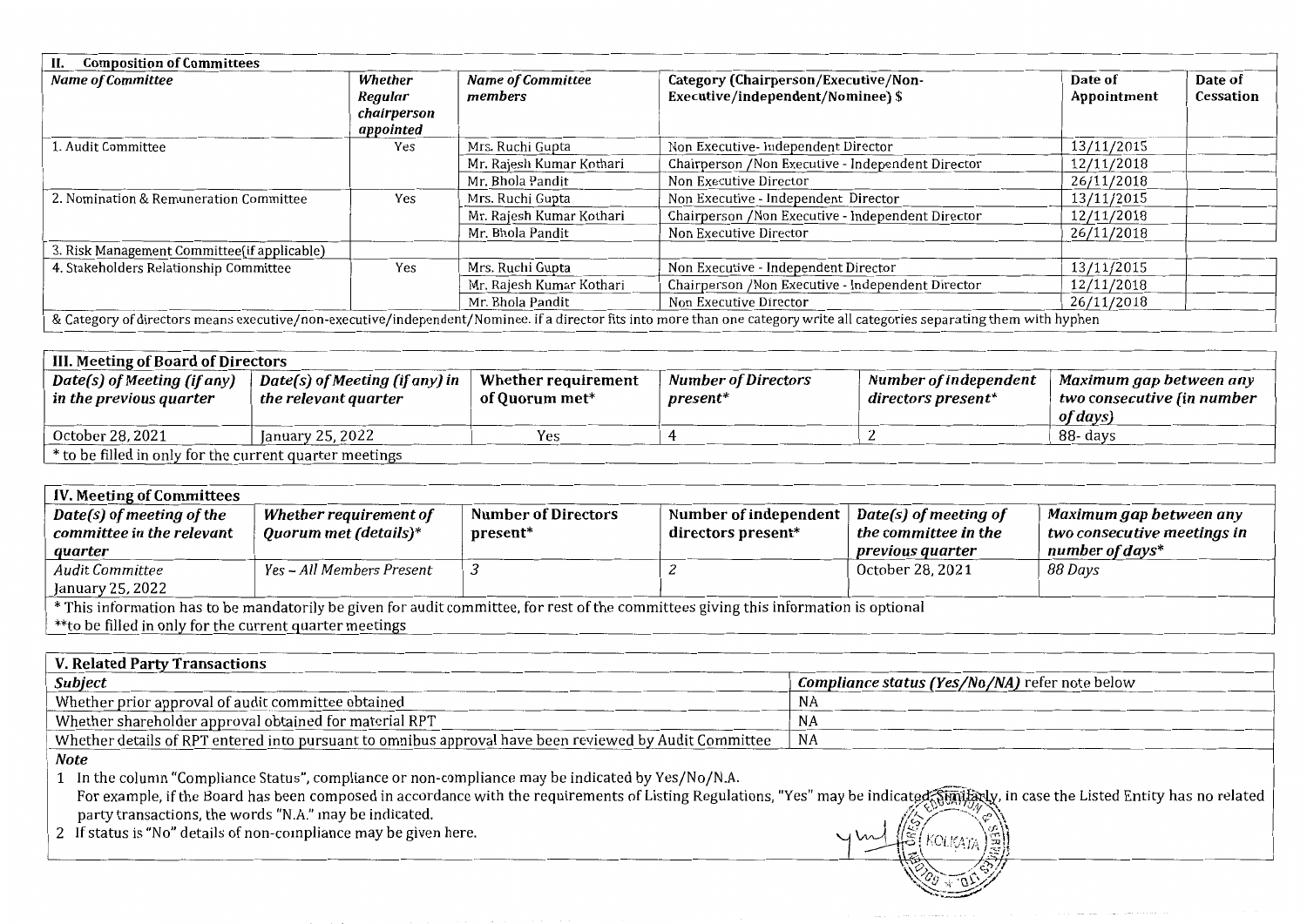| II. Composition of Committees | | | | | |
|---|---|---|---|---|---|
| *Name of Committee* | *Whether Regular chairperson appointed* | *Name of Committee members* | **Category (Chairperson/Executive/Non-Executive/independent/Nominee) $** | **Date of Appointment** | **Date of Cessation** |
| 1. Audit Committee | Yes | Mrs. Ruchi Gupta | Non Executive- Independent Director | 13/11/2015 | |
| | | Mr. Rajesh Kumar Kothari | Chairperson /Non Executive - Independent Director | 12/11/2018 | |
| | | Mr. Bhola Pandit | Non Executive Director | 26/11/2018 | |
| 2. Nomination & Remuneration Committee | Yes | Mrs. Ruchi Gupta | Non Executive - Independent Director | 13/11/2015 | |
| | | Mr. Rajesh Kumar Kothari | Chairperson /Non Executive - Independent Director | 12/11/2018 | |
| | | Mr. Bhola Pandit | Non Executive Director | 26/11/2018 | |
| 3. Risk Management Committee(if applicable) | | | | | |
| 4. Stakeholders Relationship Committee | Yes | Mrs. Ruchi Gupta | Non Executive - Independent Director | 13/11/2015 | |
| | | Mr. Rajesh Kumar Kothari | Chairperson /Non Executive - Independent Director | 12/11/2018 | |
| | | Mr. Bhola Pandit | Non Executive Director | 26/11/2018 | |

& Category of directors means executive/non-executive/independent/Nominee. if a director fits into more than one category write all categories separating them with hyphen

| III. Meeting of Board of Directors | | | | | |
|---|---|---|---|---|---|
| *Date(s) of Meeting (if any) in the previous quarter* | *Date(s) of Meeting (if any) in the relevant quarter* | **Whether requirement of Quorum met*** | *Number of Directors present** | *Number of independent directors present** | *Maximum gap between any two consecutive (in number of days)* |
| October 28, 2021 | January 25, 2022 | Yes | 4 | 2 | 88- days |

* to be filled in only for the current quarter meetings

| IV. Meeting of Committees | | | | | |
|---|---|---|---|---|---|
| *Date(s) of meeting of the committee in the relevant quarter* | *Whether requirement of Quorum met (details)** | **Number of Directors present*** | **Number of independent directors present*** | *Date(s) of meeting of the committee in the previous quarter* | *Maximum gap between any two consecutive meetings in number of days** |
| *Audit Committee* January 25, 2022 | *Yes – All Members Present* | *3* | *2* | October 28, 2021 | *88 Days* |

* This information has to be mandatorily be given for audit committee, for rest of the committees giving this information is optional

**to be filled in only for the current quarter meetings

| V. Related Party Transactions | |
|---|---|
| *Subject* | ***Compliance status (Yes/No/NA)*** refer note below |
| Whether prior approval of audit committee obtained | NA |
| Whether shareholder approval obtained for material RPT | NA |
| Whether details of RPT entered into pursuant to omnibus approval have been reviewed by Audit Committee | NA |

***Note***

1 In the column "Compliance Status", compliance or non-compliance may be indicated by Yes/No/N.A.
For example, if the Board has been composed in accordance with the requirements of Listing Regulations, "Yes" may be indicated. Similarly, in case the Listed Entity has no related party transactions, the words "N.A." may be indicated.

2 If status is "No" details of non-compliance may be given here.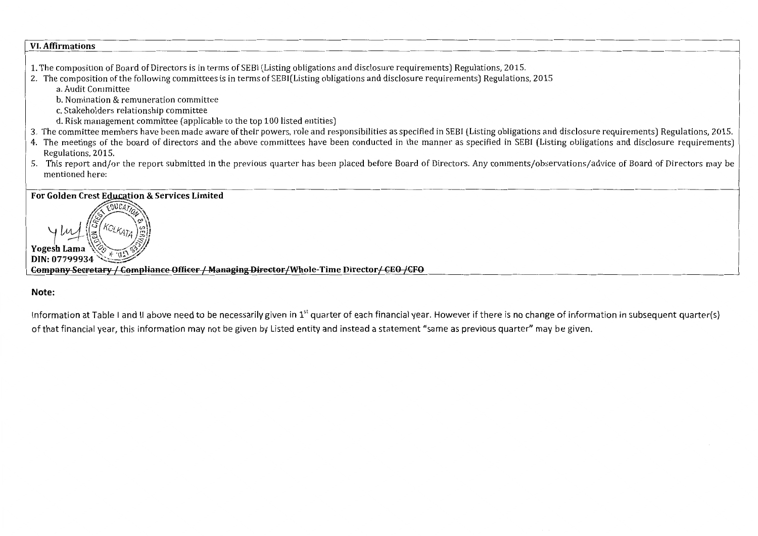## VI. Affirmations

1. The composition of Board of Directors is in terms of SEBI (Listing obligations and disclosure requirements) Regulations, 2015.
2. The composition of the following committees is in terms of SEBI(Listing obligations and disclosure requirements) Regulations, 2015
   a. Audit Conmittee
   b. Nomination & remuneration committee
   c. Stakeholders relationship committee
   d. Risk management committee (applicable to the top 100 listed entities)
3. The committee members have been made aware of their powers, role and responsibilities as specified in SEBI (Listing obligations and disclosure requirements) Regulations, 2015.
4. The meetings of the board of directors and the above committees have been conducted in the manner as specified in SEBI (Listing obligations and disclosure requirements) Regulations, 2015.
5. This report and/or the report submitted in the previous quarter has been placed before Board of Directors. Any comments/observations/advice of Board of Directors may be mentioned here:

**For Golden Crest Education & Services Limited**

**Yogesh Lama**
**DIN: 07799934**
**~~Company Secretary / Compliance Officer / Managing Director~~/Whole-Time Director~~/ CEO /CFO~~**

**Note:**

Information at Table I and II above need to be necessarily given in 1st quarter of each financial year. However if there is no change of information in subsequent quarter(s) of that financial year, this information may not be given by Listed entity and instead a statement "same as previous quarter" may be given.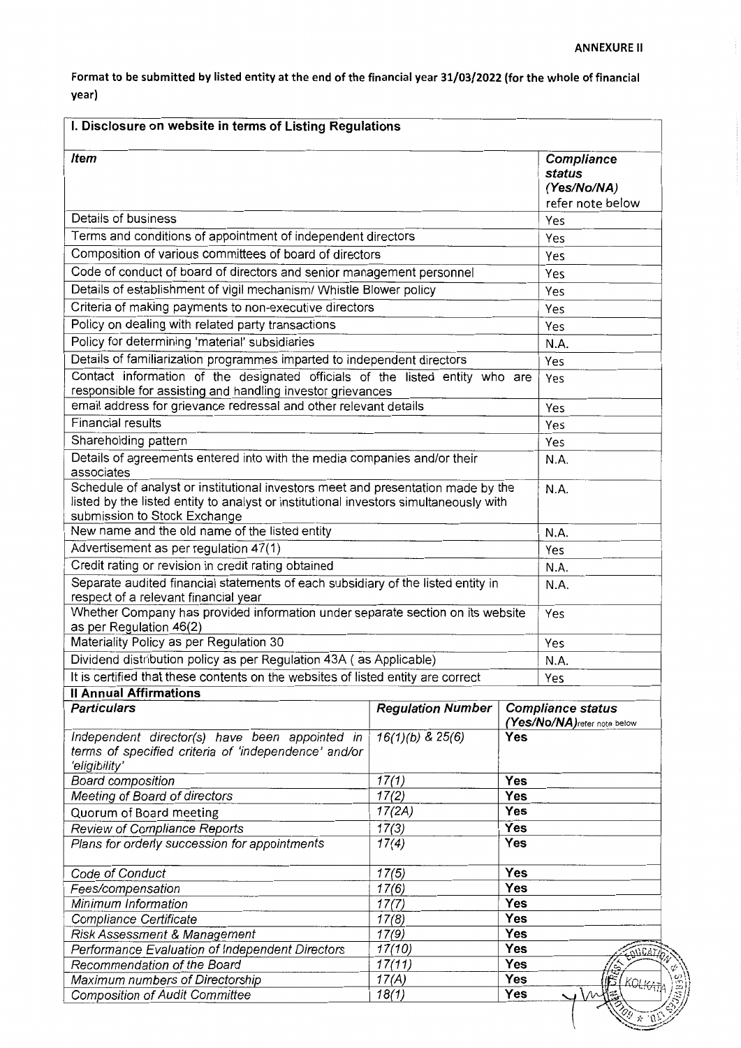**ANNEXURE II**

**Format to be submitted by listed entity at the end of the financial year 31/03/2022 (for the whole of financial year)**

| I. Disclosure on website in terms of Listing Regulations | |
|---|---|
| ***Item*** | ***Compliance status (Yes/No/NA)*** refer note below |
| Details of business | Yes |
| Terms and conditions of appointment of independent directors | Yes |
| Composition of various committees of board of directors | Yes |
| Code of conduct of board of directors and senior management personnel | Yes |
| Details of establishment of vigil mechanism/ Whistle Blower policy | Yes |
| Criteria of making payments to non-executive directors | Yes |
| Policy on dealing with related party transactions | Yes |
| Policy for determining 'material' subsidiaries | N.A. |
| Details of familiarization programmes imparted to independent directors | Yes |
| Contact information of the designated officials of the listed entity who are responsible for assisting and handling investor grievances | Yes |
| email address for grievance redressal and other relevant details | Yes |
| Financial results | Yes |
| Shareholding pattern | Yes |
| Details of agreements entered into with the media companies and/or their associates | N.A. |
| Schedule of analyst or institutional investors meet and presentation made by the listed by the listed entity to analyst or institutional investors simultaneously with submission to Stock Exchange | N.A. |
| New name and the old name of the listed entity | N.A. |
| Advertisement as per regulation 47(1) | Yes |
| Credit rating or revision in credit rating obtained | N.A. |
| Separate audited financial statements of each subsidiary of the listed entity in respect of a relevant financial year | N.A. |
| Whether Company has provided information under separate section on its website as per Regulation 46(2) | Yes |
| Materiality Policy as per Regulation 30 | Yes |
| Dividend distribution policy as per Regulation 43A ( as Applicable) | N.A. |
| It is certified that these contents on the websites of listed entity are correct | Yes |

**II Annual Affirmations**

| ***Particulars*** | ***Regulation Number*** | ***Compliance status (Yes/No/NA)*** refer note below |
|---|---|---|
| *Independent director(s) have been appointed in terms of specified criteria of 'independence' and/or 'eligibility'* | *16(1)(b) & 25(6)* | **Yes** |
| *Board composition* | *17(1)* | **Yes** |
| *Meeting of Board of directors* | *17(2)* | **Yes** |
| Quorum of Board meeting | *17(2A)* | **Yes** |
| *Review of Compliance Reports* | *17(3)* | **Yes** |
| *Plans for orderly succession for appointments* | *17(4)* | **Yes** |
| *Code of Conduct* | *17(5)* | **Yes** |
| *Fees/compensation* | *17(6)* | **Yes** |
| *Minimum Information* | *17(7)* | **Yes** |
| *Compliance Certificate* | *17(8)* | **Yes** |
| *Risk Assessment & Management* | *17(9)* | **Yes** |
| *Performance Evaluation of Independent Directors* | *17(10)* | **Yes** |
| *Recommendation of the Board* | *17(11)* | **Yes** |
| *Maximum numbers of Directorship* | *17(A)* | **Yes** |
| *Composition of Audit Committee* | *18(1)* | **Yes** |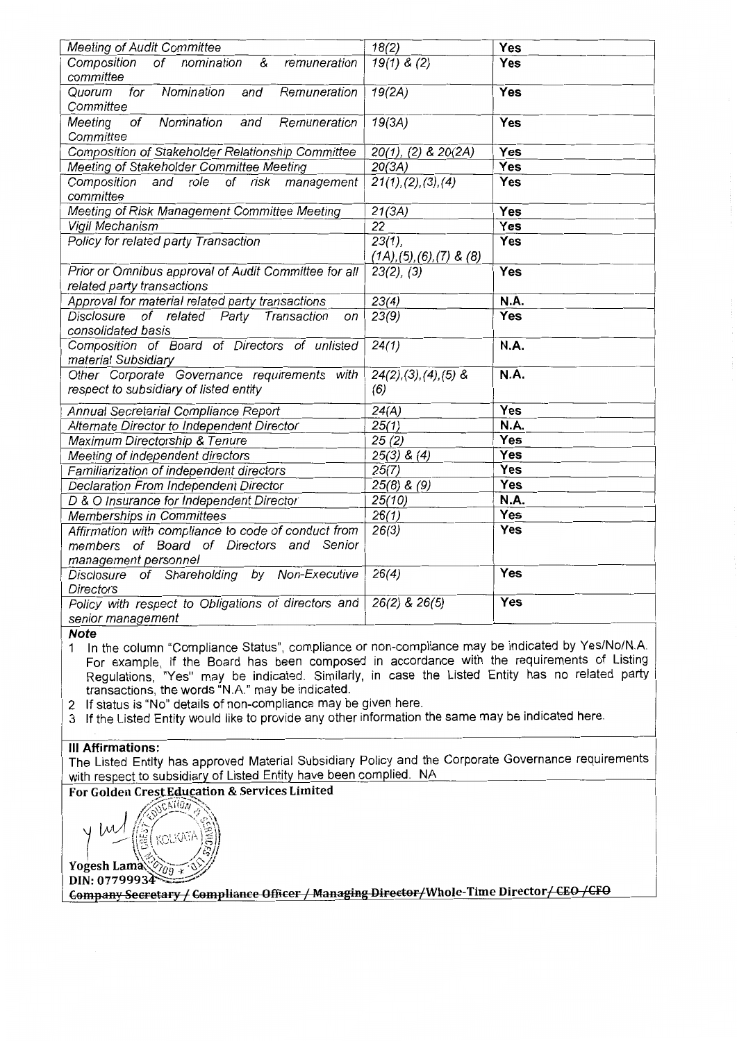| Meeting of Audit Committee | 18(2) | Yes |
|---|---|---|
| Composition of nomination & remuneration committee | 19(1) & (2) | Yes |
| Quorum for Nomination and Remuneration Committee | 19(2A) | Yes |
| Meeting of Nomination and Remuneration Committee | 19(3A) | Yes |
| Composition of Stakeholder Relationship Committee | 20(1), (2) & 20(2A) | Yes |
| Meeting of Stakeholder Committee Meeting | 20(3A) | Yes |
| Composition and role of risk management committee | 21(1),(2),(3),(4) | Yes |
| Meeting of Risk Management Committee Meeting | 21(3A) | Yes |
| Vigil Mechanism | 22 | Yes |
| Policy for related party Transaction | 23(1), (1A),(5),(6),(7) & (8) | Yes |
| Prior or Omnibus approval of Audit Committee for all related party transactions | 23(2), (3) | Yes |
| Approval for material related party transactions | 23(4) | N.A. |
| Disclosure of related Party Transaction on consolidated basis | 23(9) | Yes |
| Composition of Board of Directors of unlisted material Subsidiary | 24(1) | N.A. |
| Other Corporate Governance requirements with respect to subsidiary of listed entity | 24(2),(3),(4),(5) & (6) | N.A. |
| Annual Secretarial Compliance Report | 24(A) | Yes |
| Alternate Director to Independent Director | 25(1) | N.A. |
| Maximum Directorship & Tenure | 25 (2) | Yes |
| Meeting of independent directors | 25(3) & (4) | Yes |
| Familiarization of independent directors | 25(7) | Yes |
| Declaration From Independent Director | 25(8) & (9) | Yes |
| D & O Insurance for Independent Director | 25(10) | N.A. |
| Memberships in Committees | 26(1) | Yes |
| Affirmation with compliance to code of conduct from members of Board of Directors and Senior management personnel | 26(3) | Yes |
| Disclosure of Shareholding by Non-Executive Directors | 26(4) | Yes |
| Policy with respect to Obligations of directors and senior management | 26(2) & 26(5) | Yes |

**Note**

1. In the column "Compliance Status", compliance or non-compliance may be indicated by Yes/No/N.A. For example, if the Board has been composed in accordance with the requirements of Listing Regulations, "Yes" may be indicated. Similarly, in case the Listed Entity has no related party transactions, the words "N.A." may be indicated.
2. If status is "No" details of non-compliance may be given here.
3. If the Listed Entity would like to provide any other information the same may be indicated here.

**III Affirmations:**

The Listed Entity has approved Material Subsidiary Policy and the Corporate Governance requirements with respect to subsidiary of Listed Entity have been complied. NA

**For Golden Crest Education & Services Limited**

**Yogesh Lama**
**DIN: 07799934**

~~Company Secretary / Compliance Officer / Managing Director~~/Whole-Time Director~~/ CEO / CFO~~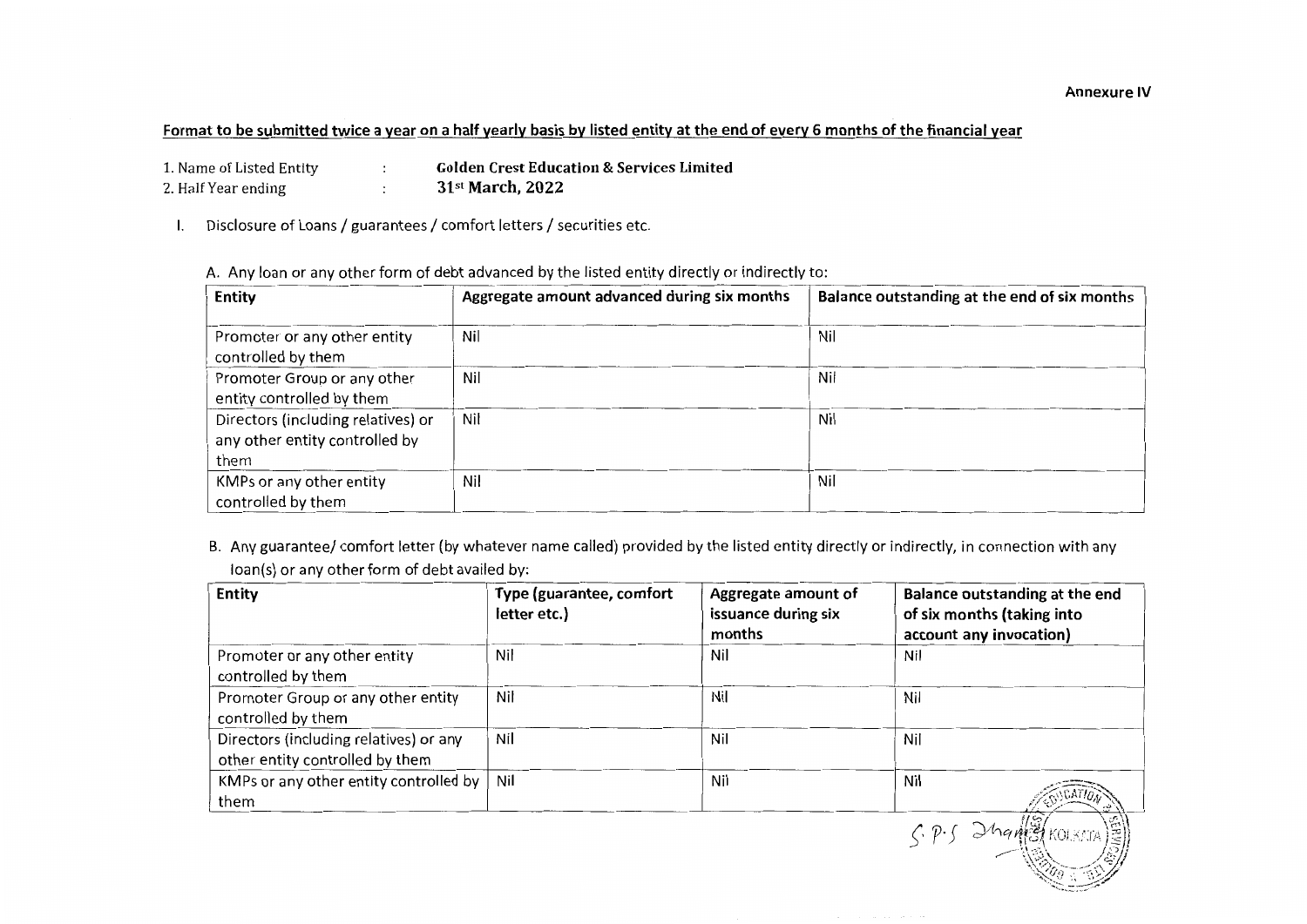**Annexure IV**

**Format to be submitted twice a year on a half yearly basis by listed entity at the end of every 6 months of the financial year**

1. Name of Listed Entity : **Golden Crest Education & Services Limited**
2. Half Year ending : **31st March, 2022**

I. Disclosure of Loans / guarantees / comfort letters / securities etc.

A. Any loan or any other form of debt advanced by the listed entity directly or indirectly to:

| Entity | Aggregate amount advanced during six months | Balance outstanding at the end of six months |
|---|---|---|
| Promoter or any other entity controlled by them | Nil | Nil |
| Promoter Group or any other entity controlled by them | Nil | Nil |
| Directors (including relatives) or any other entity controlled by them | Nil | Nil |
| KMPs or any other entity controlled by them | Nil | Nil |

B. Any guarantee/ comfort letter (by whatever name called) provided by the listed entity directly or indirectly, in connection with any loan(s) or any other form of debt availed by:

| Entity | Type (guarantee, comfort letter etc.) | Aggregate amount of issuance during six months | Balance outstanding at the end of six months (taking into account any invocation) |
|---|---|---|---|
| Promoter or any other entity controlled by them | Nil | Nil | Nil |
| Promoter Group or any other entity controlled by them | Nil | Nil | Nil |
| Directors (including relatives) or any other entity controlled by them | Nil | Nil | Nil |
| KMPs or any other entity controlled by them | Nil | Nil | Nil |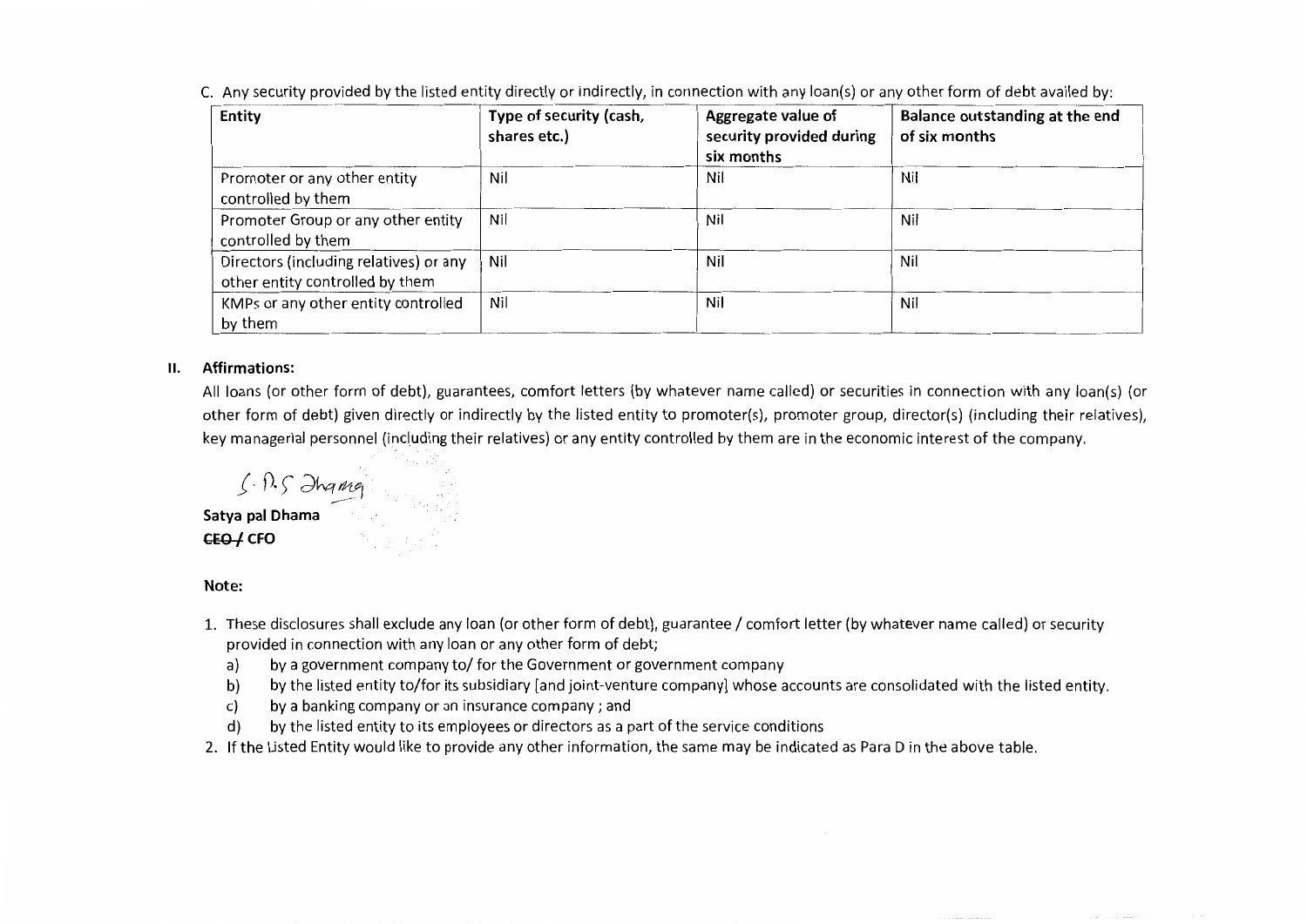C. Any security provided by the listed entity directly or indirectly, in connection with any loan(s) or any other form of debt availed by:

| Entity | Type of security (cash, shares etc.) | Aggregate value of security provided during six months | Balance outstanding at the end of six months |
|---|---|---|---|
| Promoter or any other entity controlled by them | Nil | Nil | Nil |
| Promoter Group or any other entity controlled by them | Nil | Nil | Nil |
| Directors (including relatives) or any other entity controlled by them | Nil | Nil | Nil |
| KMPs or any other entity controlled by them | Nil | Nil | Nil |

## II. Affirmations:

All loans (or other form of debt), guarantees, comfort letters (by whatever name called) or securities in connection with any loan(s) (or other form of debt) given directly or indirectly by the listed entity to promoter(s), promoter group, director(s) (including their relatives), key managerial personnel (including their relatives) or any entity controlled by them are in the economic interest of the company.

S.P.S Dhama

**Satya pal Dhama**
**~~CEO~~ / CFO**

**Note:**

1. These disclosures shall exclude any loan (or other form of debt), guarantee / comfort letter (by whatever name called) or security provided in connection with any loan or any other form of debt;
   a) by a government company to/ for the Government or government company
   b) by the listed entity to/for its subsidiary [and joint-venture company] whose accounts are consolidated with the listed entity.
   c) by a banking company or an insurance company ; and
   d) by the listed entity to its employees or directors as a part of the service conditions
2. If the Listed Entity would like to provide any other information, the same may be indicated as Para D in the above table.